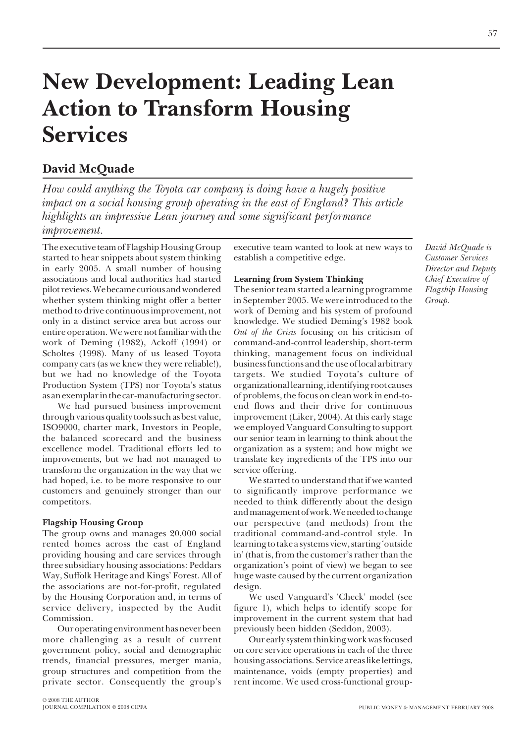# New Development: Leading Lean Action to Transform Housing Services

## David McQuade

*How could anything the Toyota car company is doing have a hugely positive impact on a social housing group operating in the east of England? This article highlights an impressive Lean journey and some significant performance improvement.*

*David McQuade is Customer Services Director and Deputy Chief Executive of Flagship Housing Group.*

The executive team of Flagship Housing Group started to hear snippets about system thinking in early 2005. A small number of housing associations and local authorities had started pilot reviews. We became curious and wondered whether system thinking might offer a better method to drive continuous improvement, not only in a distinct service area but across our entire operation. We were not familiar with the work of Deming (1982), Ackoff (1994) or Scholtes (1998). Many of us leased Toyota company cars (as we knew they were reliable!), but we had no knowledge of the Toyota Production System (TPS) nor Toyota's status as an exemplar in the car-manufacturing sector.

We had pursued business improvement through various quality tools such as best value, ISO9000, charter mark, Investors in People, the balanced scorecard and the business excellence model. Traditional efforts led to improvements, but we had not managed to transform the organization in the way that we had hoped, i.e. to be more responsive to our customers and genuinely stronger than our competitors.

**Flagship Housing Group**

The group owns and manages 20,000 social rented homes across the east of England providing housing and care services through three subsidiary housing associations: Peddars Way, Suffolk Heritage and Kings' Forest. All of the associations are not-for-profit, regulated by the Housing Corporation and, in terms of service delivery, inspected by the Audit Commission.

Our operating environment has never been more challenging as a result of current government policy, social and demographic trends, financial pressures, merger mania, group structures and competition from the private sector. Consequently the group's executive team wanted to look at new ways to establish a competitive edge.

**Learning from System Thinking**

The senior team started a learning programme in September 2005. We were introduced to the work of Deming and his system of profound knowledge. We studied Deming's 1982 book *Out of the Crisis* focusing on his criticism of command-and-control leadership, short-term thinking, management focus on individual business functions and the use of local arbitrary targets. We studied Toyota's culture of organizational learning, identifying root causes of problems, the focus on clean work in end-to-end flows and their drive for continuous improvement (Liker, 2004). At this early stage we employed Vanguard Consulting to support our senior team in learning to think about the organization as a system; and how might we translate key ingredients of the TPS into our service offering.

We started to understand that if we wanted to significantly improve performance we needed to think differently about the design and management of work. We needed to change our perspective (and methods) from the traditional command-and-control style. In learning to take a systems view, starting 'outside in' (that is, from the customer's rather than the organization's point of view) we began to see huge waste caused by the current organization design.

We used Vanguard's 'Check' model (see figure 1), which helps to identify scope for improvement in the current system that had previously been hidden (Seddon, 2003).

Our early system thinking work was focused on core service operations in each of the three housing associations. Service areas like lettings, maintenance, voids (empty properties) and rent income. We used cross-functional group-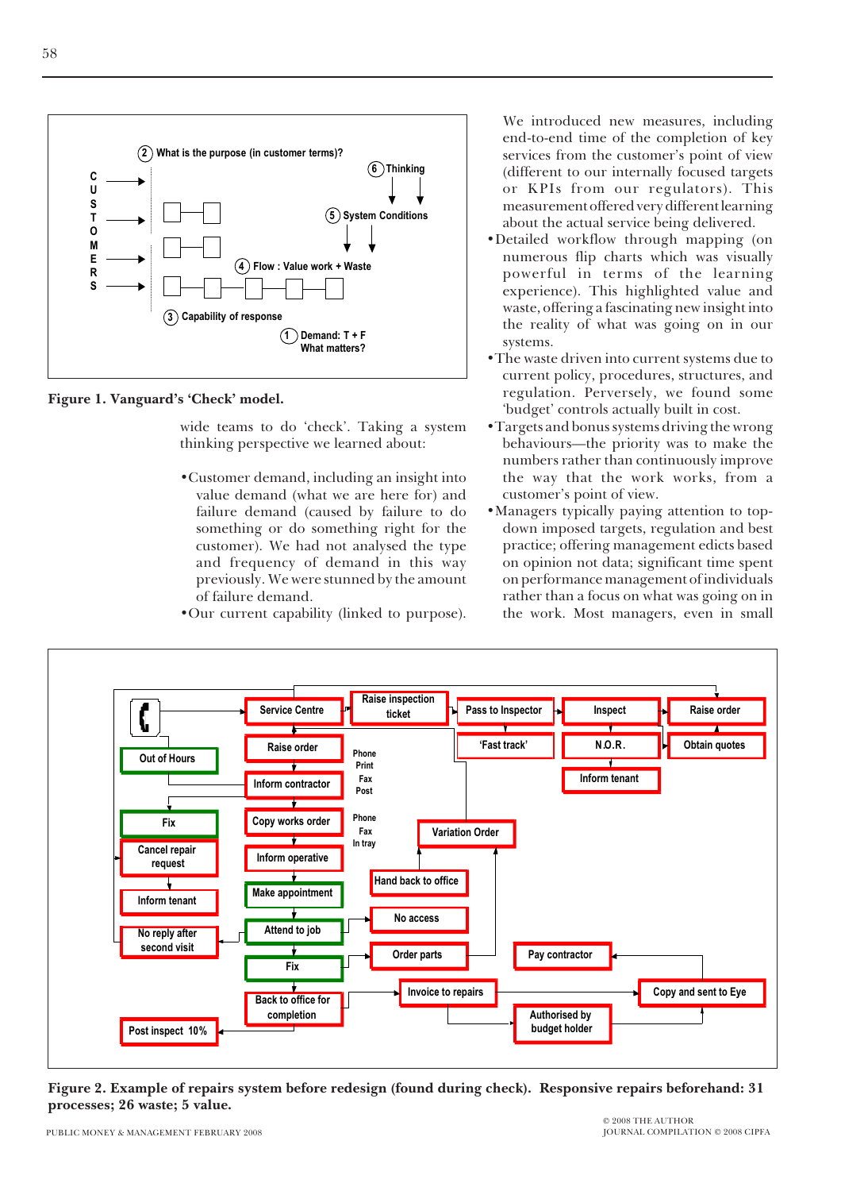**Figure 1. Vanguard's 'Check' model.**

wide teams to do 'check'. Taking a system thinking perspective we learned about:

- Customer demand, including an insight into value demand (what we are here for) and failure demand (caused by failure to do something or do something right for the customer). We had not analysed the type and frequency of demand in this way previously. We were stunned by the amount of failure demand.
- Our current capability (linked to purpose). We introduced new measures, including end-to-end time of the completion of key services from the customer's point of view (different to our internally focused targets or KPIs from our regulators). This measurement offered very different learning about the actual service being delivered.
- Detailed workflow through mapping (on numerous flip charts which was visually powerful in terms of the learning experience). This highlighted value and waste, offering a fascinating new insight into the reality of what was going on in our systems.
- The waste driven into current systems due to current policy, procedures, structures, and regulation. Perversely, we found some 'budget' controls actually built in cost.
- Targets and bonus systems driving the wrong behaviours—the priority was to make the numbers rather than continuously improve the way that the work works, from a customer's point of view.
- Managers typically paying attention to top-down imposed targets, regulation and best practice; offering management edicts based on opinion not data; significant time spent on performance management of individuals rather than a focus on what was going on in the work. Most managers, even in small

**Figure 2. Example of repairs system before redesign (found during check). Responsive repairs beforehand: 31 processes; 26 waste; 5 value.**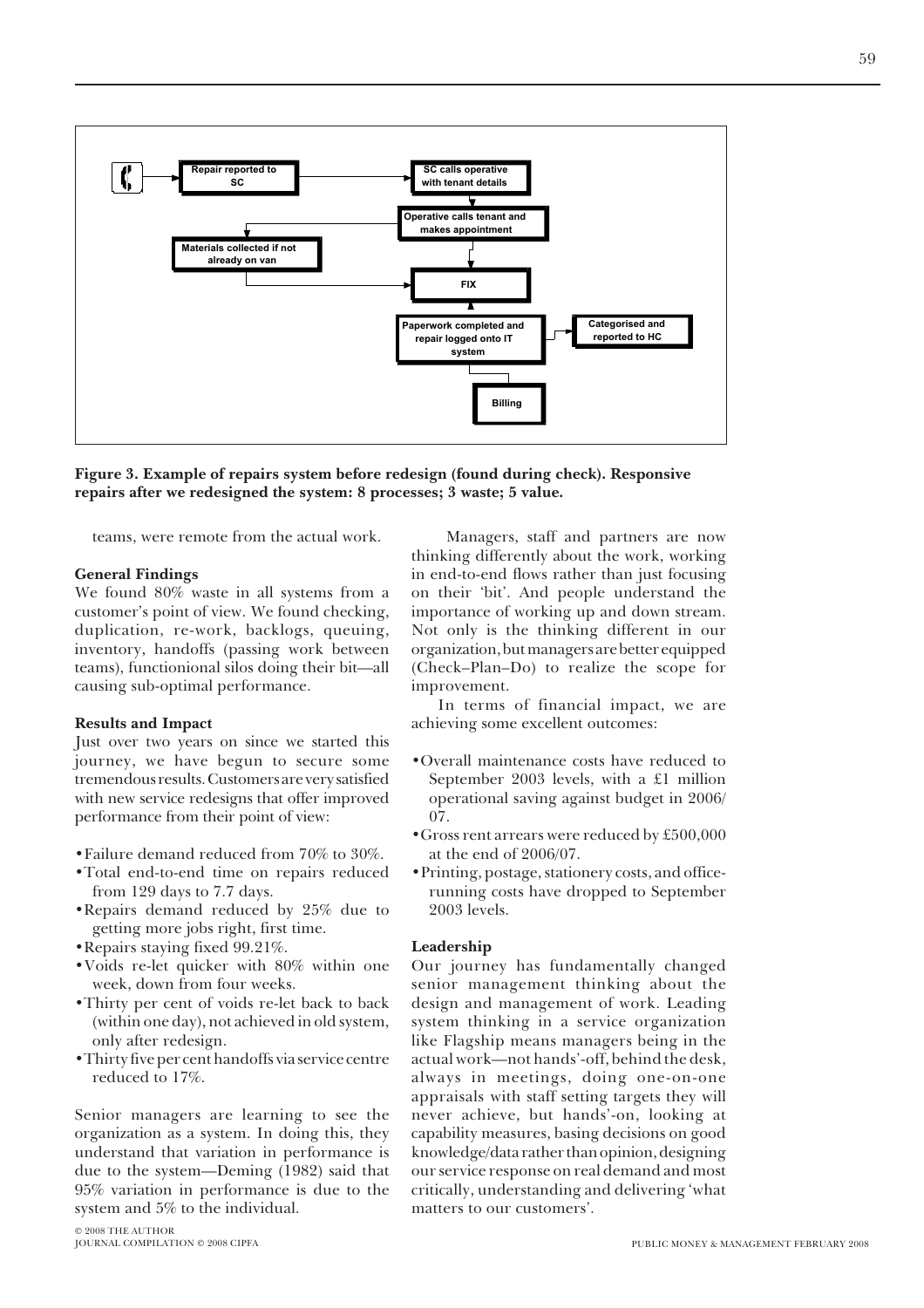Repair reported to SC

SC calls operative with tenant details

Operative calls tenant and makes appointment

Materials collected if not already on van

FIX

Paperwork completed and repair logged onto IT system

Categorised and reported to HC

Billing

**Figure 3. Example of repairs system before redesign (found during check). Responsive repairs after we redesigned the system: 8 processes; 3 waste; 5 value.**

teams, were remote from the actual work.

### General Findings

We found 80% waste in all systems from a customer's point of view. We found checking, duplication, re-work, backlogs, queuing, inventory, handoffs (passing work between teams), functionional silos doing their bit—all causing sub-optimal performance.

### Results and Impact

Just over two years on since we started this journey, we have begun to secure some tremendous results. Customers are very satisfied with new service redesigns that offer improved performance from their point of view:

- Failure demand reduced from 70% to 30%.
- Total end-to-end time on repairs reduced from 129 days to 7.7 days.
- Repairs demand reduced by 25% due to getting more jobs right, first time.
- Repairs staying fixed 99.21%.
- Voids re-let quicker with 80% within one week, down from four weeks.
- Thirty per cent of voids re-let back to back (within one day), not achieved in old system, only after redesign.
- Thirty five per cent handoffs via service centre reduced to 17%.

Senior managers are learning to see the organization as a system. In doing this, they understand that variation in performance is due to the system—Deming (1982) said that 95% variation in performance is due to the system and 5% to the individual.

Managers, staff and partners are now thinking differently about the work, working in end-to-end flows rather than just focusing on their 'bit'. And people understand the importance of working up and down stream. Not only is the thinking different in our organization, but managers are better equipped (Check–Plan–Do) to realize the scope for improvement.

In terms of financial impact, we are achieving some excellent outcomes:

- Overall maintenance costs have reduced to September 2003 levels, with a £1 million operational saving against budget in 2006/07.
- Gross rent arrears were reduced by £500,000 at the end of 2006/07.
- Printing, postage, stationery costs, and office-running costs have dropped to September 2003 levels.

### Leadership

Our journey has fundamentally changed senior management thinking about the design and management of work. Leading system thinking in a service organization like Flagship means managers being in the actual work—not hands'-off, behind the desk, always in meetings, doing one-on-one appraisals with staff setting targets they will never achieve, but hands'-on, looking at capability measures, basing decisions on good knowledge/data rather than opinion, designing our service response on real demand and most critically, understanding and delivering 'what matters to our customers'.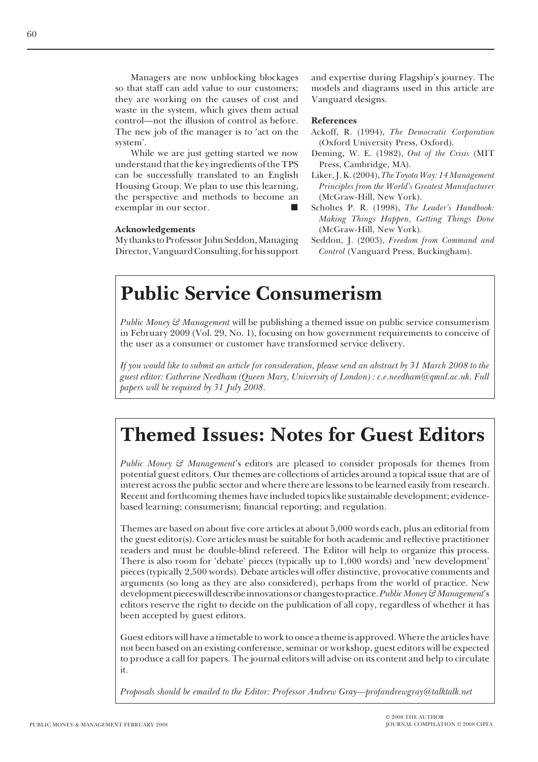Managers are now unblocking blockages so that staff can add value to our customers; they are working on the causes of cost and waste in the system, which gives them actual control—not the illusion of control as before. The new job of the manager is to 'act on the system'.

While we are just getting started we now understand that the key ingredients of the TPS can be successfully translated to an English Housing Group. We plan to use this learning, the perspective and methods to become an exemplar in our sector. ■

#### Acknowledgements

My thanks to Professor John Seddon, Managing Director, Vanguard Consulting, for his support and expertise during Flagship's journey. The models and diagrams used in this article are Vanguard designs.

#### References

Ackoff, R. (1994), *The Democratic Corporation* (Oxford University Press, Oxford).

Deming, W. E. (1982), *Out of the Crisis* (MIT Press, Cambridge, MA).

Liker, J. K. (2004), *The Toyota Way: 14 Management Principles from the World's Greatest Manufacturer* (McGraw-Hill, New York).

Scholtes P. R. (1998), *The Leader's Handbook: Making Things Happen, Getting Things Done* (McGraw-Hill, New York).

Seddon, J. (2003), *Freedom from Command and Control* (Vanguard Press, Buckingham).

## Public Service Consumerism

*Public Money & Management* will be publishing a themed issue on public service consumerism in February 2009 (Vol. 29, No. 1), focusing on how government requirements to conceive of the user as a consumer or customer have transformed service delivery.

*If you would like to submit an article for consideration, please send an abstract by 31 March 2008 to the guest editor: Catherine Needham (Queen Mary, University of London) : c.e.needham@qmul.ac.uk. Full papers will be required by 31 July 2008.*

## Themed Issues: Notes for Guest Editors

*Public Money & Management*'s editors are pleased to consider proposals for themes from potential guest editors. Our themes are collections of articles around a topical issue that are of interest across the public sector and where there are lessons to be learned easily from research. Recent and forthcoming themes have included topics like sustainable development; evidence-based learning; consumerism; financial reporting; and regulation.

Themes are based on about five core articles at about 5,000 words each, plus an editorial from the guest editor(s). Core articles must be suitable for both academic and reflective practitioner readers and must be double-blind refereed. The Editor will help to organize this process. There is also room for 'debate' pieces (typically up to 1,000 words) and 'new development' pieces (typically 2,500 words). Debate articles will offer distinctive, provocative comments and arguments (so long as they are also considered), perhaps from the world of practice. New development pieces will describe innovations or changes to practice. *Public Money & Management*'s editors reserve the right to decide on the publication of all copy, regardless of whether it has been accepted by guest editors.

Guest editors will have a timetable to work to once a theme is approved. Where the articles have not been based on an existing conference, seminar or workshop, guest editors will be expected to produce a call for papers. The journal editors will advise on its content and help to circulate it.

*Proposals should be emailed to the Editor: Professor Andrew Gray—profandrewgray@talktalk.net*

© 2008 THE AUTHOR
JOURNAL COMPILATION © 2008 CIPFA